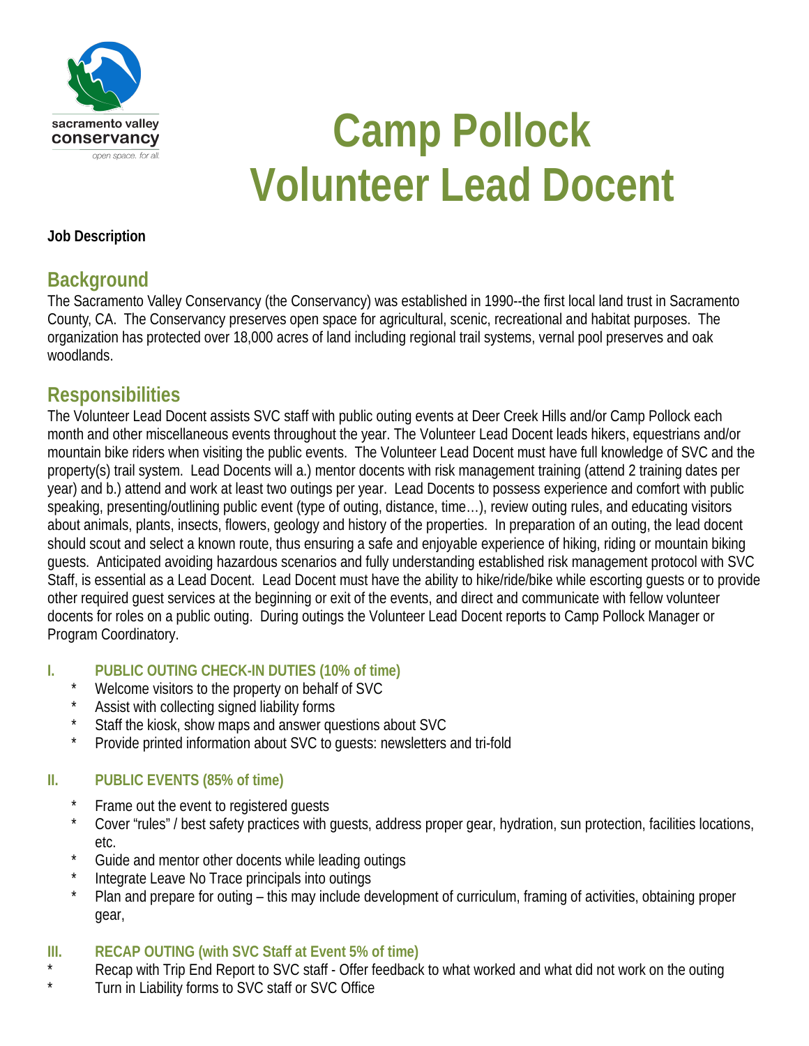sacramento valley
conservancy
open space. for all.

# Camp Pollock Volunteer Lead Docent

**Job Description**

## Background

The Sacramento Valley Conservancy (the Conservancy) was established in 1990--the first local land trust in Sacramento County, CA. The Conservancy preserves open space for agricultural, scenic, recreational and habitat purposes. The organization has protected over 18,000 acres of land including regional trail systems, vernal pool preserves and oak woodlands.

## Responsibilities

The Volunteer Lead Docent assists SVC staff with public outing events at Deer Creek Hills and/or Camp Pollock each month and other miscellaneous events throughout the year. The Volunteer Lead Docent leads hikers, equestrians and/or mountain bike riders when visiting the public events. The Volunteer Lead Docent must have full knowledge of SVC and the property(s) trail system. Lead Docents will a.) mentor docents with risk management training (attend 2 training dates per year) and b.) attend and work at least two outings per year. Lead Docents to possess experience and comfort with public speaking, presenting/outlining public event (type of outing, distance, time…), review outing rules, and educating visitors about animals, plants, insects, flowers, geology and history of the properties. In preparation of an outing, the lead docent should scout and select a known route, thus ensuring a safe and enjoyable experience of hiking, riding or mountain biking guests. Anticipated avoiding hazardous scenarios and fully understanding established risk management protocol with SVC Staff, is essential as a Lead Docent. Lead Docent must have the ability to hike/ride/bike while escorting guests or to provide other required guest services at the beginning or exit of the events, and direct and communicate with fellow volunteer docents for roles on a public outing. During outings the Volunteer Lead Docent reports to Camp Pollock Manager or Program Coordinatory.

### I. PUBLIC OUTING CHECK-IN DUTIES (10% of time)

* Welcome visitors to the property on behalf of SVC
* Assist with collecting signed liability forms
* Staff the kiosk, show maps and answer questions about SVC
* Provide printed information about SVC to guests: newsletters and tri-fold

### II. PUBLIC EVENTS (85% of time)

* Frame out the event to registered guests
* Cover "rules" / best safety practices with guests, address proper gear, hydration, sun protection, facilities locations, etc.
* Guide and mentor other docents while leading outings
* Integrate Leave No Trace principals into outings
* Plan and prepare for outing – this may include development of curriculum, framing of activities, obtaining proper gear,

### III. RECAP OUTING (with SVC Staff at Event 5% of time)

* Recap with Trip End Report to SVC staff - Offer feedback to what worked and what did not work on the outing
* Turn in Liability forms to SVC staff or SVC Office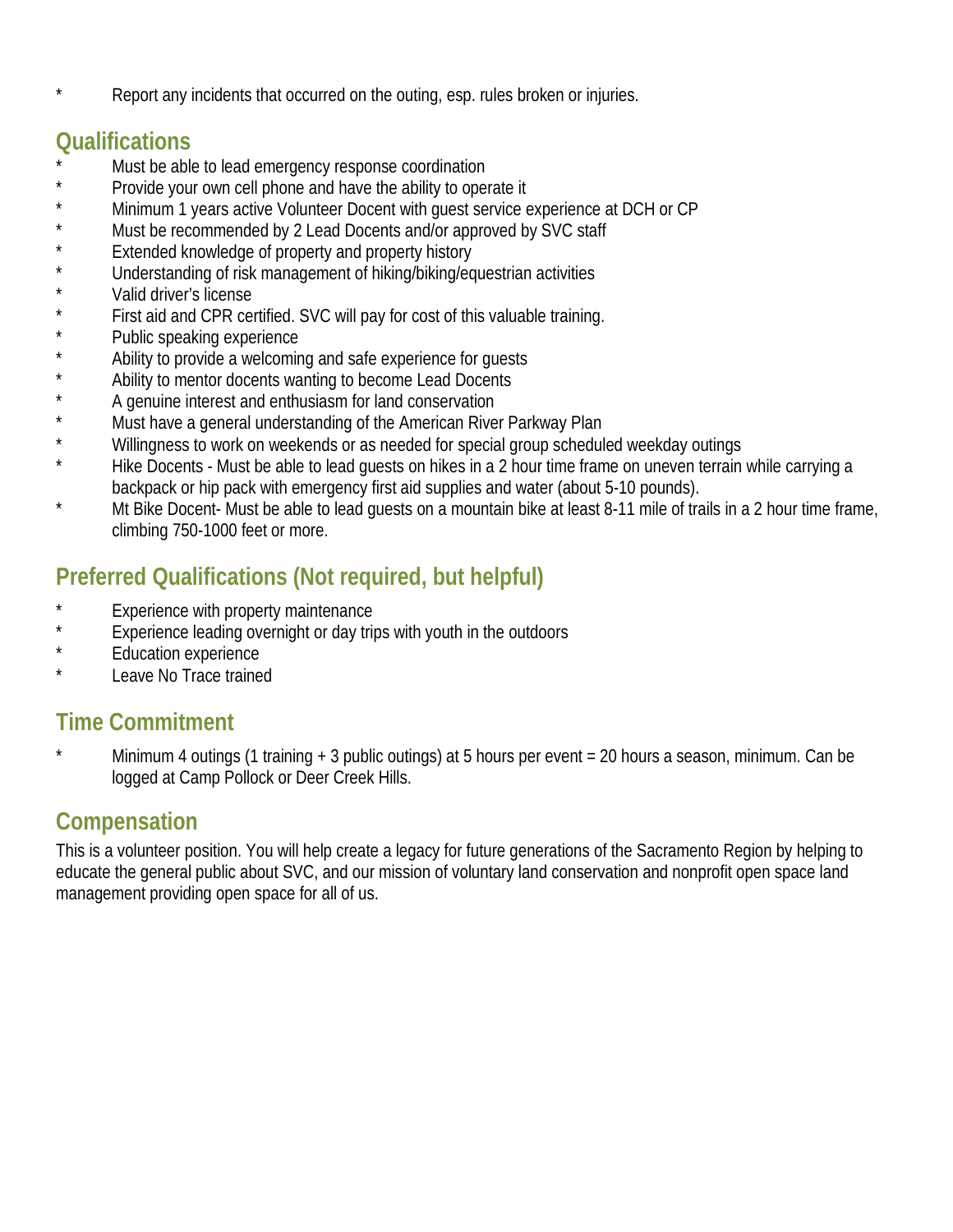* Report any incidents that occurred on the outing, esp. rules broken or injuries.

## Qualifications

* Must be able to lead emergency response coordination
* Provide your own cell phone and have the ability to operate it
* Minimum 1 years active Volunteer Docent with guest service experience at DCH or CP
* Must be recommended by 2 Lead Docents and/or approved by SVC staff
* Extended knowledge of property and property history
* Understanding of risk management of hiking/biking/equestrian activities
* Valid driver's license
* First aid and CPR certified. SVC will pay for cost of this valuable training.
* Public speaking experience
* Ability to provide a welcoming and safe experience for guests
* Ability to mentor docents wanting to become Lead Docents
* A genuine interest and enthusiasm for land conservation
* Must have a general understanding of the American River Parkway Plan
* Willingness to work on weekends or as needed for special group scheduled weekday outings
* Hike Docents - Must be able to lead guests on hikes in a 2 hour time frame on uneven terrain while carrying a backpack or hip pack with emergency first aid supplies and water (about 5-10 pounds).
* Mt Bike Docent- Must be able to lead guests on a mountain bike at least 8-11 mile of trails in a 2 hour time frame, climbing 750-1000 feet or more.

## Preferred Qualifications (Not required, but helpful)

* Experience with property maintenance
* Experience leading overnight or day trips with youth in the outdoors
* Education experience
* Leave No Trace trained

## Time Commitment

* Minimum 4 outings (1 training + 3 public outings) at 5 hours per event = 20 hours a season, minimum. Can be logged at Camp Pollock or Deer Creek Hills.

## Compensation

This is a volunteer position. You will help create a legacy for future generations of the Sacramento Region by helping to educate the general public about SVC, and our mission of voluntary land conservation and nonprofit open space land management providing open space for all of us.